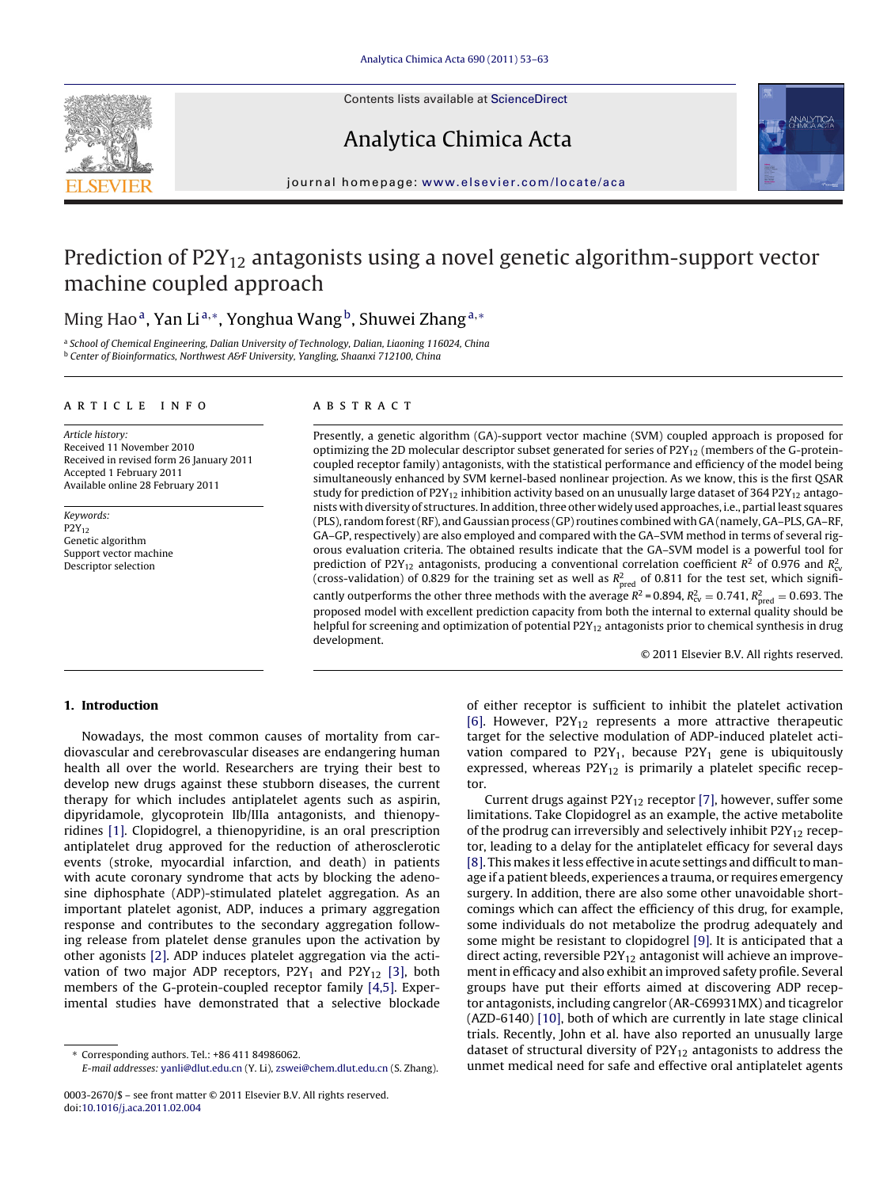# Prediction of $P2Y_{12}$ antagonists using a novel genetic algorithm-support vector machine coupled approach

Ming Hao[a], Yan Li[a,*], Yonghua Wang[b], Shuwei Zhang[a,*]

[a] School of Chemical Engineering, Dalian University of Technology, Dalian, Liaoning 116024, China
[b] Center of Bioinformatics, Northwest A&F University, Yangling, Shaanxi 712100, China

## ARTICLE INFO

*Article history:*
Received 11 November 2010
Received in revised form 26 January 2011
Accepted 1 February 2011
Available online 28 February 2011

*Keywords:*
$P2Y_{12}$
Genetic algorithm
Support vector machine
Descriptor selection

## ABSTRACT

Presently, a genetic algorithm (GA)-support vector machine (SVM) coupled approach is proposed for optimizing the 2D molecular descriptor subset generated for series of $P2Y_{12}$ (members of the G-protein-coupled receptor family) antagonists, with the statistical performance and efficiency of the model being simultaneously enhanced by SVM kernel-based nonlinear projection. As we know, this is the first QSAR study for prediction of $P2Y_{12}$ inhibition activity based on an unusually large dataset of 364 $P2Y_{12}$ antagonists with diversity of structures. In addition, three other widely used approaches, i.e., partial least squares (PLS), random forest (RF), and Gaussian process (GP) routines combined with GA (namely, GA–PLS, GA–RF, GA–GP, respectively) are also employed and compared with the GA–SVM method in terms of several rigorous evaluation criteria. The obtained results indicate that the GA–SVM model is a powerful tool for prediction of $P2Y_{12}$ antagonists, producing a conventional correlation coefficient $R^2$ of 0.976 and $R^2_{cv}$ (cross-validation) of 0.829 for the training set as well as $R^2_{pred}$ of 0.811 for the test set, which significantly outperforms the other three methods with the average $R^2 = 0.894$, $R^2_{cv} = 0.741$, $R^2_{pred} = 0.693$. The proposed model with excellent prediction capacity from both the internal to external quality should be helpful for screening and optimization of potential $P2Y_{12}$ antagonists prior to chemical synthesis in drug development.

© 2011 Elsevier B.V. All rights reserved.

## 1. Introduction

Nowadays, the most common causes of mortality from cardiovascular and cerebrovascular diseases are endangering human health all over the world. Researchers are trying their best to develop new drugs against these stubborn diseases, the current therapy for which includes antiplatelet agents such as aspirin, dipyridamole, glycoprotein IIb/IIIa antagonists, and thienopyridines [1]. Clopidogrel, a thienopyridine, is an oral prescription antiplatelet drug approved for the reduction of atherosclerotic events (stroke, myocardial infarction, and death) in patients with acute coronary syndrome that acts by blocking the adenosine diphosphate (ADP)-stimulated platelet aggregation. As an important platelet agonist, ADP, induces a primary aggregation response and contributes to the secondary aggregation following release from platelet dense granules upon the activation by other agonists [2]. ADP induces platelet aggregation via the activation of two major ADP receptors, $P2Y_1$ and $P2Y_{12}$ [3], both members of the G-protein-coupled receptor family [4,5]. Experimental studies have demonstrated that a selective blockade of either receptor is sufficient to inhibit the platelet activation [6]. However, $P2Y_{12}$ represents a more attractive therapeutic target for the selective modulation of ADP-induced platelet activation compared to $P2Y_1$, because $P2Y_1$ gene is ubiquitously expressed, whereas $P2Y_{12}$ is primarily a platelet specific receptor.

Current drugs against $P2Y_{12}$ receptor [7], however, suffer some limitations. Take Clopidogrel as an example, the active metabolite of the prodrug can irreversibly and selectively inhibit $P2Y_{12}$ receptor, leading to a delay for the antiplatelet efficacy for several days [8]. This makes it less effective in acute settings and difficult to manage if a patient bleeds, experiences a trauma, or requires emergency surgery. In addition, there are also some other unavoidable shortcomings which can affect the efficiency of this drug, for example, some individuals do not metabolize the prodrug adequately and some might be resistant to clopidogrel [9]. It is anticipated that a direct acting, reversible $P2Y_{12}$ antagonist will achieve an improvement in efficacy and also exhibit an improved safety profile. Several groups have put their efforts aimed at discovering ADP receptor antagonists, including cangrelor (AR-C69931MX) and ticagrelor (AZD-6140) [10], both of which are currently in late stage clinical trials. Recently, John et al. have also reported an unusually large dataset of structural diversity of $P2Y_{12}$ antagonists to address the unmet medical need for safe and effective oral antiplatelet agents

* Corresponding authors. Tel.: +86 411 84986062.
E-mail addresses: yanli@dlut.edu.cn (Y. Li), zswei@chem.dlut.edu.cn (S. Zhang).

0003-2670/$ – see front matter © 2011 Elsevier B.V. All rights reserved.
doi:10.1016/j.aca.2011.02.004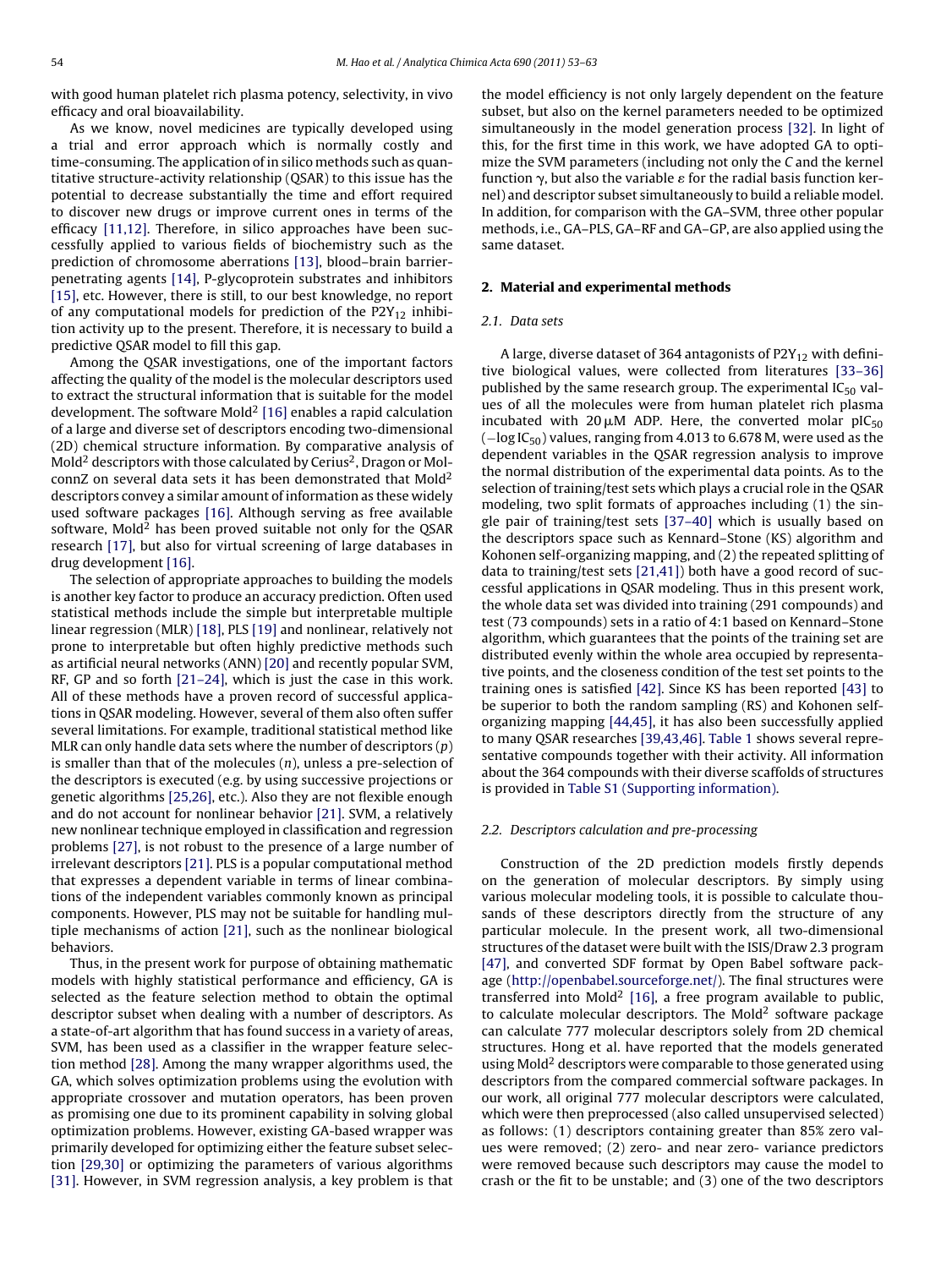with good human platelet rich plasma potency, selectivity, in vivo efficacy and oral bioavailability.

As we know, novel medicines are typically developed using a trial and error approach which is normally costly and time-consuming. The application of in silico methods such as quantitative structure-activity relationship (QSAR) to this issue has the potential to decrease substantially the time and effort required to discover new drugs or improve current ones in terms of the efficacy [11,12]. Therefore, in silico approaches have been successfully applied to various fields of biochemistry such as the prediction of chromosome aberrations [13], blood–brain barrier-penetrating agents [14], P-glycoprotein substrates and inhibitors [15], etc. However, there is still, to our best knowledge, no report of any computational models for prediction of the $P2Y_{12}$ inhibition activity up to the present. Therefore, it is necessary to build a predictive QSAR model to fill this gap.

Among the QSAR investigations, one of the important factors affecting the quality of the model is the molecular descriptors used to extract the structural information that is suitable for the model development. The software $Mold^2$ [16] enables a rapid calculation of a large and diverse set of descriptors encoding two-dimensional (2D) chemical structure information. By comparative analysis of $Mold^2$ descriptors with those calculated by $Cerius^2$, Dragon or MolconnZ on several data sets it has been demonstrated that $Mold^2$ descriptors convey a similar amount of information as these widely used software packages [16]. Although serving as free available software, $Mold^2$ has been proved suitable not only for the QSAR research [17], but also for virtual screening of large databases in drug development [16].

The selection of appropriate approaches to building the models is another key factor to produce an accuracy prediction. Often used statistical methods include the simple but interpretable multiple linear regression (MLR) [18], PLS [19] and nonlinear, relatively not prone to interpretable but often highly predictive methods such as artificial neural networks (ANN) [20] and recently popular SVM, RF, GP and so forth [21–24], which is just the case in this work. All of these methods have a proven record of successful applications in QSAR modeling. However, several of them also often suffer several limitations. For example, traditional statistical method like MLR can only handle data sets where the number of descriptors ($p$) is smaller than that of the molecules ($n$), unless a pre-selection of the descriptors is executed (e.g. by using successive projections or genetic algorithms [25,26], etc.). Also they are not flexible enough and do not account for nonlinear behavior [21]. SVM, a relatively new nonlinear technique employed in classification and regression problems [27], is not robust to the presence of a large number of irrelevant descriptors [21]. PLS is a popular computational method that expresses a dependent variable in terms of linear combinations of the independent variables commonly known as principal components. However, PLS may not be suitable for handling multiple mechanisms of action [21], such as the nonlinear biological behaviors.

Thus, in the present work for purpose of obtaining mathematic models with highly statistical performance and efficiency, GA is selected as the feature selection method to obtain the optimal descriptor subset when dealing with a number of descriptors. As a state-of-art algorithm that has found success in a variety of areas, SVM, has been used as a classifier in the wrapper feature selection method [28]. Among the many wrapper algorithms used, the GA, which solves optimization problems using the evolution with appropriate crossover and mutation operators, has been proven as promising one due to its prominent capability in solving global optimization problems. However, existing GA-based wrapper was primarily developed for optimizing either the feature subset selection [29,30] or optimizing the parameters of various algorithms [31]. However, in SVM regression analysis, a key problem is that the model efficiency is not only largely dependent on the feature subset, but also on the kernel parameters needed to be optimized simultaneously in the model generation process [32]. In light of this, for the first time in this work, we have adopted GA to optimize the SVM parameters (including not only the $C$ and the kernel function $\gamma$, but also the variable $\varepsilon$ for the radial basis function kernel) and descriptor subset simultaneously to build a reliable model. In addition, for comparison with the GA–SVM, three other popular methods, i.e., GA–PLS, GA–RF and GA–GP, are also applied using the same dataset.

## 2. Material and experimental methods

### 2.1. Data sets

A large, diverse dataset of 364 antagonists of $P2Y_{12}$ with definitive biological values, were collected from literatures [33–36] published by the same research group. The experimental $IC_{50}$ values of all the molecules were from human platelet rich plasma incubated with 20 μM ADP. Here, the converted molar $pIC_{50}$ ($-\log IC_{50}$) values, ranging from 4.013 to 6.678 M, were used as the dependent variables in the QSAR regression analysis to improve the normal distribution of the experimental data points. As to the selection of training/test sets which plays a crucial role in the QSAR modeling, two split formats of approaches including (1) the single pair of training/test sets [37–40] which is usually based on the descriptors space such as Kennard–Stone (KS) algorithm and Kohonen self-organizing mapping, and (2) the repeated splitting of data to training/test sets [21,41]) both have a good record of successful applications in QSAR modeling. Thus in this present work, the whole data set was divided into training (291 compounds) and test (73 compounds) sets in a ratio of 4:1 based on Kennard–Stone algorithm, which guarantees that the points of the training set are distributed evenly within the whole area occupied by representative points, and the closeness condition of the test set points to the training ones is satisfied [42]. Since KS has been reported [43] to be superior to both the random sampling (RS) and Kohonen self-organizing mapping [44,45], it has also been successfully applied to many QSAR researches [39,43,46]. Table 1 shows several representative compounds together with their activity. All information about the 364 compounds with their diverse scaffolds of structures is provided in Table S1 (Supporting information).

### 2.2. Descriptors calculation and pre-processing

Construction of the 2D prediction models firstly depends on the generation of molecular descriptors. By simply using various molecular modeling tools, it is possible to calculate thousands of these descriptors directly from the structure of any particular molecule. In the present work, all two-dimensional structures of the dataset were built with the ISIS/Draw 2.3 program [47], and converted SDF format by Open Babel software package (http://openbabel.sourceforge.net/). The final structures were transferred into $Mold^2$ [16], a free program available to public, to calculate molecular descriptors. The $Mold^2$ software package can calculate 777 molecular descriptors solely from 2D chemical structures. Hong et al. have reported that the models generated using $Mold^2$ descriptors were comparable to those generated using descriptors from the compared commercial software packages. In our work, all original 777 molecular descriptors were calculated, which were then preprocessed (also called unsupervised selected) as follows: (1) descriptors containing greater than 85% zero values were removed; (2) zero- and near zero- variance predictors were removed because such descriptors may cause the model to crash or the fit to be unstable; and (3) one of the two descriptors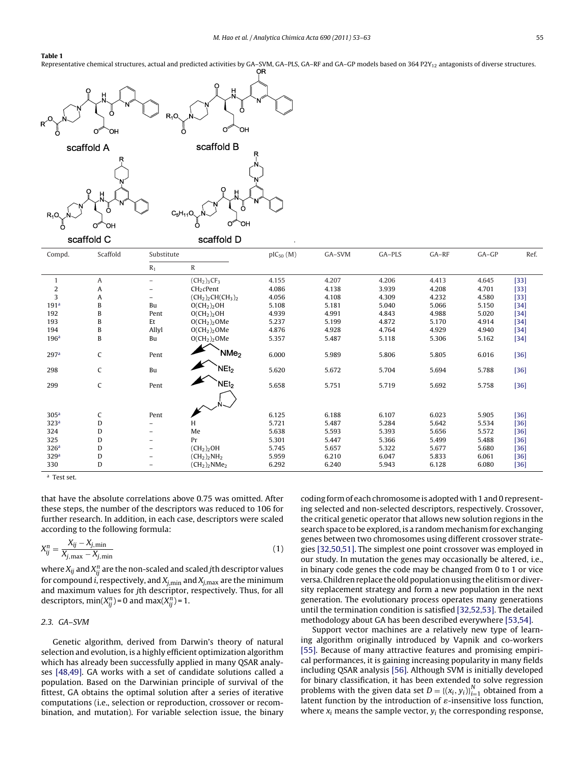**Table 1**
Representative chemical structures, actual and predicted activities by GA–SVM, GA–PLS, GA–RF and GA–GP models based on 364 $P2Y_{12}$ antagonists of diverse structures.

scaffold A    scaffold B    scaffold C    scaffold D

| Compd. | Scaffold | Substitute | | $pIC_{50}$ (M) | GA–SVM | GA–PLS | GA–RF | GA–GP | Ref. |
|---|---|---|---|---|---|---|---|---|---|
| | | $R_1$ | R | | | | | | |
| 1 | A | – | $(CH_2)_3CF_3$ | 4.155 | 4.207 | 4.206 | 4.413 | 4.645 | [33] |
| 2 | A | – | $CH_2c$Pent | 4.086 | 4.138 | 3.939 | 4.208 | 4.701 | [33] |
| 3 | A | – | $(CH_2)_2CH(CH_3)_2$ | 4.056 | 4.108 | 4.309 | 4.232 | 4.580 | [33] |
| 191[a] | B | Bu | $O(CH_2)_2OH$ | 5.108 | 5.181 | 5.040 | 5.066 | 5.150 | [34] |
| 192 | B | Pent | $O(CH_2)_2OH$ | 4.939 | 4.991 | 4.843 | 4.988 | 5.020 | [34] |
| 193 | B | Et | $O(CH_2)_2OMe$ | 5.237 | 5.199 | 4.872 | 5.170 | 4.914 | [34] |
| 194 | B | Allyl | $O(CH_2)_2OMe$ | 4.876 | 4.928 | 4.764 | 4.929 | 4.940 | [34] |
| 196[a] | B | Bu | $O(CH_2)_2OMe$ | 5.357 | 5.487 | 5.118 | 5.306 | 5.162 | [34] |
| 297[a] | C | Pent | $NMe_2$ | 6.000 | 5.989 | 5.806 | 5.805 | 6.016 | [36] |
| 298 | C | Bu | $NEt_2$ | 5.620 | 5.672 | 5.704 | 5.694 | 5.788 | [36] |
| 299 | C | Pent | $NEt_2$ | 5.658 | 5.751 | 5.719 | 5.692 | 5.758 | [36] |
| 305[a] | C | Pent | N (pyrrolidinyl) | 6.125 | 6.188 | 6.107 | 6.023 | 5.905 | [36] |
| 323[a] | D | – | H | 5.721 | 5.487 | 5.284 | 5.642 | 5.534 | [36] |
| 324 | D | – | Me | 5.638 | 5.593 | 5.393 | 5.656 | 5.572 | [36] |
| 325 | D | – | Pr | 5.301 | 5.447 | 5.366 | 5.499 | 5.488 | [36] |
| 326[a] | D | – | $(CH_2)_2OH$ | 5.745 | 5.657 | 5.322 | 5.677 | 5.680 | [36] |
| 329[a] | D | – | $(CH_2)_2NH_2$ | 5.959 | 6.210 | 6.047 | 5.833 | 6.061 | [36] |
| 330 | D | – | $(CH_2)_2NMe_2$ | 6.292 | 6.240 | 5.943 | 6.128 | 6.080 | [36] |

[a] Test set.

that have the absolute correlations above 0.75 was omitted. After these steps, the number of the descriptors was reduced to 106 for further research. In addition, in each case, descriptors were scaled according to the following formula:

$$X_{ij}^{n} = \frac{X_{ij} - X_{j,\min}}{X_{j,\max} - X_{j,\min}} \quad (1)$$

where $X_{ij}$ and $X_{ij}^{n}$ are the non-scaled and scaled $j$th descriptor values for compound $i$, respectively, and $X_{j,\min}$ and $X_{j,\max}$ are the minimum and maximum values for $j$th descriptor, respectively. Thus, for all descriptors, $\min(X_{ij}^{n}) = 0$ and $\max(X_{ij}^{n}) = 1$.

### 2.3. GA–SVM

Genetic algorithm, derived from Darwin's theory of natural selection and evolution, is a highly efficient optimization algorithm which has already been successfully applied in many QSAR analyses [48,49]. GA works with a set of candidate solutions called a population. Based on the Darwinian principle of survival of the fittest, GA obtains the optimal solution after a series of iterative computations (i.e., selection or reproduction, crossover or recombination, and mutation). For variable selection issue, the binary coding form of each chromosome is adopted with 1 and 0 representing selected and non-selected descriptors, respectively. Crossover, the critical genetic operator that allows new solution regions in the search space to be explored, is a random mechanism for exchanging genes between two chromosomes using different crossover strategies [32,50,51]. The simplest one point crossover was employed in our study. In mutation the genes may occasionally be altered, i.e., in binary code genes the code may be changed from 0 to 1 or vice versa. Children replace the old population using the elitism or diversity replacement strategy and form a new population in the next generation. The evolutionary process operates many generations until the termination condition is satisfied [32,52,53]. The detailed methodology about GA has been described everywhere [53,54].

Support vector machines are a relatively new type of learning algorithm originally introduced by Vapnik and co-workers [55]. Because of many attractive features and promising empirical performances, it is gaining increasing popularity in many fields including QSAR analysis [56]. Although SVM is initially developed for binary classification, it has been extended to solve regression problems with the given data set $D = \{(x_i, y_i)\}_{i=1}^{N}$ obtained from a latent function by the introduction of $\varepsilon$-insensitive loss function, where $x_i$ means the sample vector, $y_i$ the corresponding response,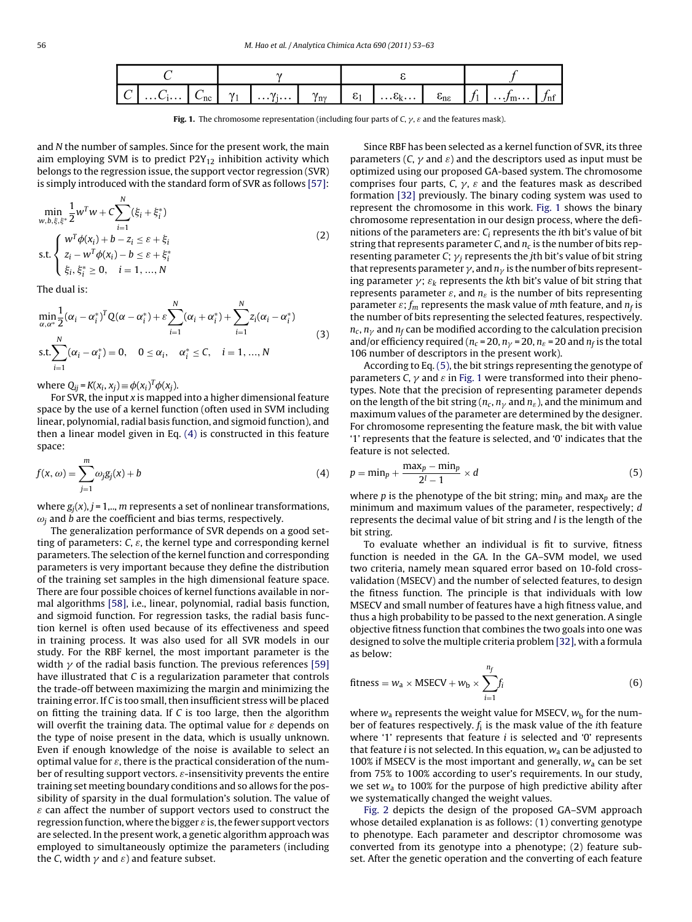| $C$ | | | $\gamma$ | | | $\varepsilon$ | | | $f$ | | |
|---|---|---|---|---|---|---|---|---|---|---|---|
| $C$ | $\ldots C_i \ldots$ | $C_{nc}$ | $\gamma_1$ | $\ldots \gamma_j \ldots$ | $\gamma_{n\gamma}$ | $\varepsilon_1$ | $\ldots \varepsilon_k \ldots$ | $\varepsilon_{n\varepsilon}$ | $f_1$ | $\ldots f_m \ldots$ | $f_{nf}$ |

**Fig. 1.** The chromosome representation (including four parts of $C$, $\gamma$, $\varepsilon$ and the features mask).

and $N$ the number of samples. Since for the present work, the main aim employing SVM is to predict $P2Y_{12}$ inhibition activity which belongs to the regression issue, the support vector regression (SVR) is simply introduced with the standard form of SVR as follows [57]:

$$\min_{w,b,\xi,\xi^*} \frac{1}{2}w^T w + C\sum_{i=1}^{N}(\xi_i + \xi_i^*)$$
$$\text{s.t.} \begin{cases} w^T\phi(x_i) + b - z_i \le \varepsilon + \xi_i \\ z_i - w^T\phi(x_i) - b \le \varepsilon + \xi_i^* \\ \xi_i, \xi_i^* \ge 0, \quad i = 1, \ldots, N \end{cases} \tag{2}$$

The dual is:

$$\min_{\alpha,\alpha^*} \frac{1}{2}(\alpha_i - \alpha_i^*)^T Q(\alpha - \alpha_i^*) + \varepsilon\sum_{i=1}^{N}(\alpha_i + \alpha_i^*) + \sum_{i=1}^{N} z_i(\alpha_i - \alpha_i^*)$$
$$\text{s.t.} \sum_{i=1}^{N}(\alpha_i - \alpha_i^*) = 0, \quad 0 \le \alpha_i, \quad \alpha_i^* \le C, \quad i = 1, \ldots, N \tag{3}$$

where $Q_{ij} = K(x_i, x_j) \equiv \phi(x_i)^T\phi(x_j)$.

For SVR, the input $x$ is mapped into a higher dimensional feature space by the use of a kernel function (often used in SVM including linear, polynomial, radial basis function, and sigmoid function), and then a linear model given in Eq. (4) is constructed in this feature space:

$$f(x, \omega) = \sum_{j=1}^{m}\omega_j g_j(x) + b \tag{4}$$

where $g_j(x)$, $j = 1, \ldots, m$ represents a set of nonlinear transformations, $\omega_j$ and $b$ are the coefficient and bias terms, respectively.

The generalization performance of SVR depends on a good setting of parameters: $C$, $\varepsilon$, the kernel type and corresponding kernel parameters. The selection of the kernel function and corresponding parameters is very important because they define the distribution of the training set samples in the high dimensional feature space. There are four possible choices of kernel functions available in normal algorithms [58], i.e., linear, polynomial, radial basis function, and sigmoid function. For regression tasks, the radial basis function kernel is often used because of its effectiveness and speed in training process. It was also used for all SVR models in our study. For the RBF kernel, the most important parameter is the width $\gamma$ of the radial basis function. The previous references [59] have illustrated that $C$ is a regularization parameter that controls the trade-off between maximizing the margin and minimizing the training error. If $C$ is too small, then insufficient stress will be placed on fitting the training data. If $C$ is too large, then the algorithm will overfit the training data. The optimal value for $\varepsilon$ depends on the type of noise present in the data, which is usually unknown. Even if enough knowledge of the noise is available to select an optimal value for $\varepsilon$, there is the practical consideration of the number of resulting support vectors. $\varepsilon$-insensitivity prevents the entire training set meeting boundary conditions and so allows for the possibility of sparsity in the dual formulation's solution. The value of $\varepsilon$ can affect the number of support vectors used to construct the regression function, where the bigger $\varepsilon$ is, the fewer support vectors are selected. In the present work, a genetic algorithm approach was employed to simultaneously optimize the parameters (including the $C$, width $\gamma$ and $\varepsilon$) and feature subset.

Since RBF has been selected as a kernel function of SVR, its three parameters ($C$, $\gamma$ and $\varepsilon$) and the descriptors used as input must be optimized using our proposed GA-based system. The chromosome comprises four parts, $C$, $\gamma$, $\varepsilon$ and the features mask as described formation [32] previously. The binary coding system was used to represent the chromosome in this work. Fig. 1 shows the binary chromosome representation in our design process, where the definitions of the parameters are: $C_i$ represents the $i$th bit's value of bit string that represents parameter $C$, and $n_c$ is the number of bits representing parameter $C$; $\gamma_j$ represents the $j$th bit's value of bit string that represents parameter $\gamma$, and $n_\gamma$ is the number of bits representing parameter $\gamma$; $\varepsilon_k$ represents the $k$th bit's value of bit string that represents parameter $\varepsilon$, and $n_\varepsilon$ is the number of bits representing parameter $\varepsilon$; $f_m$ represents the mask value of $m$th feature, and $n_f$ is the number of bits representing the selected features, respectively. $n_c$, $n_\gamma$ and $n_f$ can be modified according to the calculation precision and/or efficiency required ($n_c = 20$, $n_\gamma = 20$, $n_\varepsilon = 20$ and $n_f$ is the total 106 number of descriptors in the present work).

According to Eq. (5), the bit strings representing the genotype of parameters $C$, $\gamma$ and $\varepsilon$ in Fig. 1 were transformed into their phenotypes. Note that the precision of representing parameter depends on the length of the bit string ($n_c$, $n_\gamma$ and $n_\varepsilon$), and the minimum and maximum values of the parameter are determined by the designer. For chromosome representing the feature mask, the bit with value '1' represents that the feature is selected, and '0' indicates that the feature is not selected.

$$p = \min_p + \frac{\max_p - \min_p}{2^l - 1} \times d \tag{5}$$

where $p$ is the phenotype of the bit string; $\min_p$ and $\max_p$ are the minimum and maximum values of the parameter, respectively; $d$ represents the decimal value of bit string and $l$ is the length of the bit string.

To evaluate whether an individual is fit to survive, fitness function is needed in the GA. In the GA–SVM model, we used two criteria, namely mean squared error based on 10-fold cross-validation (MSECV) and the number of selected features, to design the fitness function. The principle is that individuals with low MSECV and small number of features have a high fitness value, and thus a high probability to be passed to the next generation. A single objective fitness function that combines the two goals into one was designed to solve the multiple criteria problem [32], with a formula as below:

$$\text{fitness} = w_a \times \text{MSECV} + w_b \times \sum_{i=1}^{n_f} f_i \tag{6}$$

where $w_a$ represents the weight value for MSECV, $w_b$ for the number of features respectively. $f_i$ is the mask value of the $i$th feature where '1' represents that feature $i$ is selected and '0' represents that feature $i$ is not selected. In this equation, $w_a$ can be adjusted to 100% if MSECV is the most important and generally, $w_a$ can be set from 75% to 100% according to user's requirements. In our study, we set $w_a$ to 100% for the purpose of high predictive ability after we systematically changed the weight values.

Fig. 2 depicts the design of the proposed GA–SVM approach whose detailed explanation is as follows: (1) converting genotype to phenotype. Each parameter and descriptor chromosome was converted from its genotype into a phenotype; (2) feature subset. After the genetic operation and the converting of each feature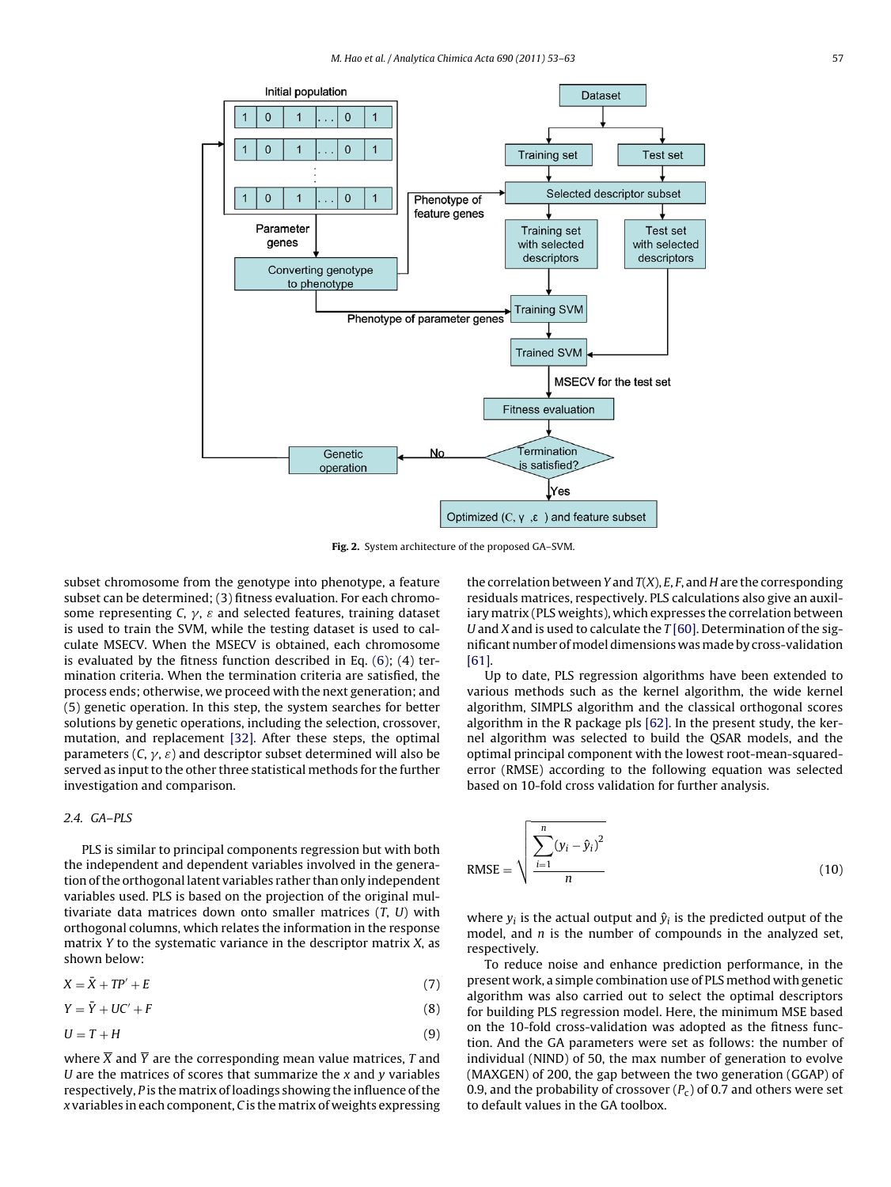Fig. 2. System architecture of the proposed GA–SVM.

subset chromosome from the genotype into phenotype, a feature subset can be determined; (3) fitness evaluation. For each chromosome representing $C$, $\gamma$, $\varepsilon$ and selected features, training dataset is used to train the SVM, while the testing dataset is used to calculate MSECV. When the MSECV is obtained, each chromosome is evaluated by the fitness function described in Eq. (6); (4) termination criteria. When the termination criteria are satisfied, the process ends; otherwise, we proceed with the next generation; and (5) genetic operation. In this step, the system searches for better solutions by genetic operations, including the selection, crossover, mutation, and replacement [32]. After these steps, the optimal parameters ($C$, $\gamma$, $\varepsilon$) and descriptor subset determined will also be served as input to the other three statistical methods for the further investigation and comparison.

### 2.4. GA–PLS

PLS is similar to principal components regression but with both the independent and dependent variables involved in the generation of the orthogonal latent variables rather than only independent variables used. PLS is based on the projection of the original multivariate data matrices down onto smaller matrices ($T$, $U$) with orthogonal columns, which relates the information in the response matrix $Y$ to the systematic variance in the descriptor matrix $X$, as shown below:

$$X = \bar{X} + TP' + E \tag{7}$$

$$Y = \bar{Y} + UC' + F \tag{8}$$

$$U = T + H \tag{9}$$

where $\overline{X}$ and $\overline{Y}$ are the corresponding mean value matrices, $T$ and $U$ are the matrices of scores that summarize the $x$ and $y$ variables respectively, $P$ is the matrix of loadings showing the influence of the $x$ variables in each component, $C$ is the matrix of weights expressing the correlation between $Y$ and $T(X)$, $E$, $F$, and $H$ are the corresponding residuals matrices, respectively. PLS calculations also give an auxiliary matrix (PLS weights), which expresses the correlation between $U$ and $X$ and is used to calculate the $T$ [60]. Determination of the significant number of model dimensions was made by cross-validation [61].

Up to date, PLS regression algorithms have been extended to various methods such as the kernel algorithm, the wide kernel algorithm, SIMPLS algorithm and the classical orthogonal scores algorithm in the R package pls [62]. In the present study, the kernel algorithm was selected to build the QSAR models, and the optimal principal component with the lowest root-mean-squared-error (RMSE) according to the following equation was selected based on 10-fold cross validation for further analysis.

$$\text{RMSE} = \sqrt{\frac{\sum_{i=1}^{n} (y_i - \hat{y}_i)^2}{n}} \tag{10}$$

where $y_i$ is the actual output and $\hat{y}_i$ is the predicted output of the model, and $n$ is the number of compounds in the analyzed set, respectively.

To reduce noise and enhance prediction performance, in the present work, a simple combination use of PLS method with genetic algorithm was also carried out to select the optimal descriptors for building PLS regression model. Here, the minimum MSE based on the 10-fold cross-validation was adopted as the fitness function. And the GA parameters were set as follows: the number of individual (NIND) of 50, the max number of generation to evolve (MAXGEN) of 200, the gap between the two generation (GGAP) of 0.9, and the probability of crossover ($P_c$) of 0.7 and others were set to default values in the GA toolbox.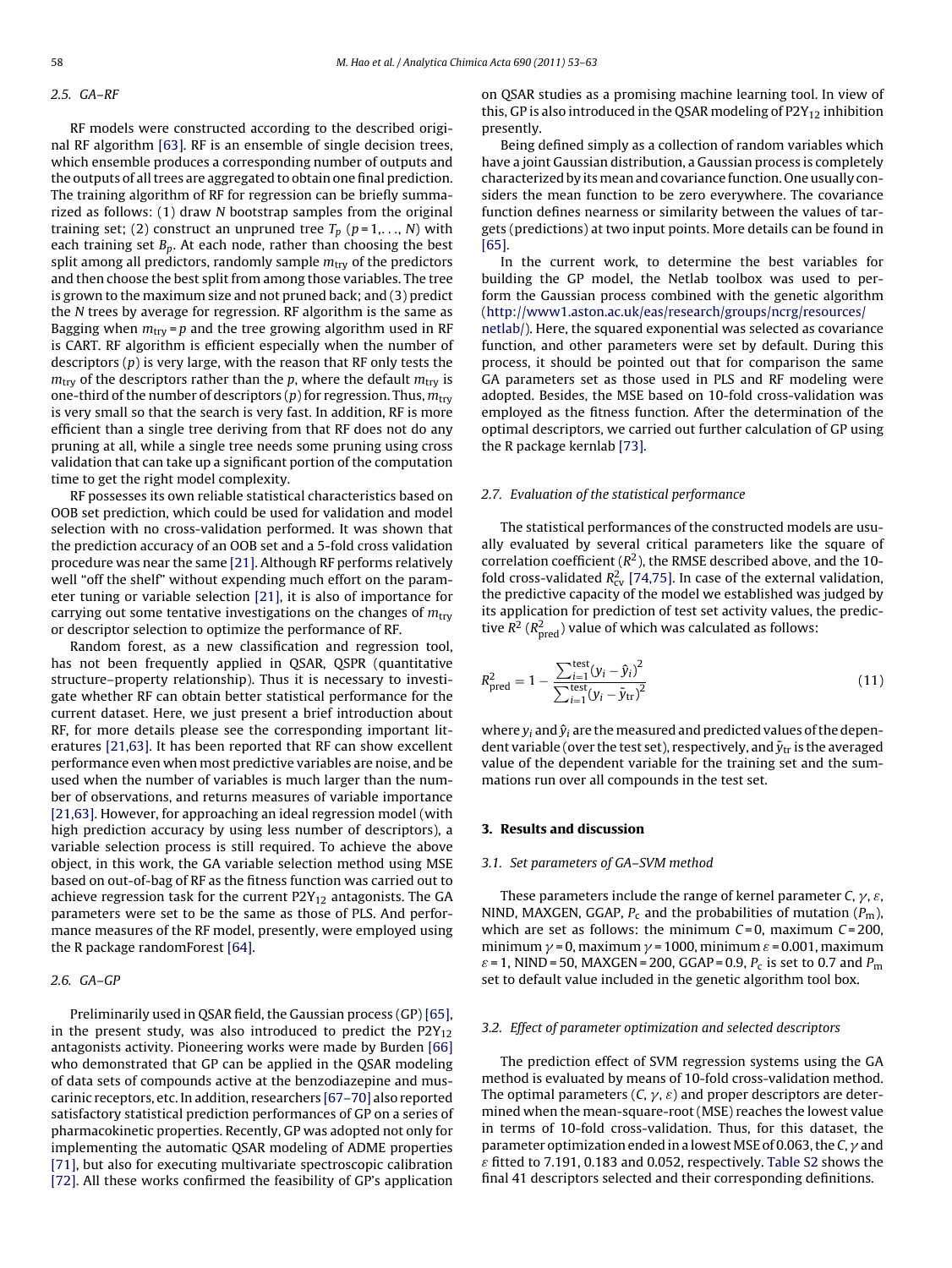### 2.5. GA–RF

RF models were constructed according to the described original RF algorithm [63]. RF is an ensemble of single decision trees, which ensemble produces a corresponding number of outputs and the outputs of all trees are aggregated to obtain one final prediction. The training algorithm of RF for regression can be briefly summarized as follows: (1) draw $N$ bootstrap samples from the original training set; (2) construct an unpruned tree $T_p$ ($p = 1, \ldots, N$) with each training set $B_p$. At each node, rather than choosing the best split among all predictors, randomly sample $m_{\mathrm{try}}$ of the predictors and then choose the best split from among those variables. The tree is grown to the maximum size and not pruned back; and (3) predict the $N$ trees by average for regression. RF algorithm is the same as Bagging when $m_{\mathrm{try}} = p$ and the tree growing algorithm used in RF is CART. RF algorithm is efficient especially when the number of descriptors ($p$) is very large, with the reason that RF only tests the $m_{\mathrm{try}}$ of the descriptors rather than the $p$, where the default $m_{\mathrm{try}}$ is one-third of the number of descriptors ($p$) for regression. Thus, $m_{\mathrm{try}}$ is very small so that the search is very fast. In addition, RF is more efficient than a single tree deriving from that RF does not do any pruning at all, while a single tree needs some pruning using cross validation that can take up a significant portion of the computation time to get the right model complexity.

RF possesses its own reliable statistical characteristics based on OOB set prediction, which could be used for validation and model selection with no cross-validation performed. It was shown that the prediction accuracy of an OOB set and a 5-fold cross validation procedure was near the same [21]. Although RF performs relatively well "off the shelf" without expending much effort on the parameter tuning or variable selection [21], it is also of importance for carrying out some tentative investigations on the changes of $m_{\mathrm{try}}$ or descriptor selection to optimize the performance of RF.

Random forest, as a new classification and regression tool, has not been frequently applied in QSAR, QSPR (quantitative structure–property relationship). Thus it is necessary to investigate whether RF can obtain better statistical performance for the current dataset. Here, we just present a brief introduction about RF, for more details please see the corresponding important literatures [21,63]. It has been reported that RF can show excellent performance even when most predictive variables are noise, and be used when the number of variables is much larger than the number of observations, and returns measures of variable importance [21,63]. However, for approaching an ideal regression model (with high prediction accuracy by using less number of descriptors), a variable selection process is still required. To achieve the above object, in this work, the GA variable selection method using MSE based on out-of-bag of RF as the fitness function was carried out to achieve regression task for the current $P2Y_{12}$ antagonists. The GA parameters were set to be the same as those of PLS. And performance measures of the RF model, presently, were employed using the R package randomForest [64].

### 2.6. GA–GP

Preliminarily used in QSAR field, the Gaussian process (GP) [65], in the present study, was also introduced to predict the $P2Y_{12}$ antagonists activity. Pioneering works were made by Burden [66] who demonstrated that GP can be applied in the QSAR modeling of data sets of compounds active at the benzodiazepine and muscarinic receptors, etc. In addition, researchers [67–70] also reported satisfactory statistical prediction performances of GP on a series of pharmacokinetic properties. Recently, GP was adopted not only for implementing the automatic QSAR modeling of ADME properties [71], but also for executing multivariate spectroscopic calibration [72]. All these works confirmed the feasibility of GP's application on QSAR studies as a promising machine learning tool. In view of this, GP is also introduced in the QSAR modeling of $P2Y_{12}$ inhibition presently.

Being defined simply as a collection of random variables which have a joint Gaussian distribution, a Gaussian process is completely characterized by its mean and covariance function. One usually considers the mean function to be zero everywhere. The covariance function defines nearness or similarity between the values of targets (predictions) at two input points. More details can be found in [65].

In the current work, to determine the best variables for building the GP model, the Netlab toolbox was used to perform the Gaussian process combined with the genetic algorithm (http://www1.aston.ac.uk/eas/research/groups/ncrg/resources/netlab/). Here, the squared exponential was selected as covariance function, and other parameters were set by default. During this process, it should be pointed out that for comparison the same GA parameters set as those used in PLS and RF modeling were adopted. Besides, the MSE based on 10-fold cross-validation was employed as the fitness function. After the determination of the optimal descriptors, we carried out further calculation of GP using the R package kernlab [73].

### 2.7. Evaluation of the statistical performance

The statistical performances of the constructed models are usually evaluated by several critical parameters like the square of correlation coefficient ($R^2$), the RMSE described above, and the 10-fold cross-validated $R^2_{\mathrm{cv}}$ [74,75]. In case of the external validation, the predictive capacity of the model we established was judged by its application for prediction of test set activity values, the predictive $R^2$ ($R^2_{\mathrm{pred}}$) value of which was calculated as follows:

$$R^2_{\mathrm{pred}} = 1 - \frac{\sum_{i=1}^{\mathrm{test}} (y_i - \hat{y}_i)^2}{\sum_{i=1}^{\mathrm{test}} (y_i - \bar{y}_{\mathrm{tr}})^2} \tag{11}$$

where $y_i$ and $\hat{y}_i$ are the measured and predicted values of the dependent variable (over the test set), respectively, and $\bar{y}_{\mathrm{tr}}$ is the averaged value of the dependent variable for the training set and the summations run over all compounds in the test set.

## 3. Results and discussion

### 3.1. Set parameters of GA–SVM method

These parameters include the range of kernel parameter $C$, $\gamma$, $\varepsilon$, NIND, MAXGEN, GGAP, $P_c$ and the probabilities of mutation ($P_m$), which are set as follows: the minimum $C = 0$, maximum $C = 200$, minimum $\gamma = 0$, maximum $\gamma = 1000$, minimum $\varepsilon = 0.001$, maximum $\varepsilon = 1$, NIND = 50, MAXGEN = 200, GGAP = 0.9, $P_c$ is set to 0.7 and $P_m$ set to default value included in the genetic algorithm tool box.

### 3.2. Effect of parameter optimization and selected descriptors

The prediction effect of SVM regression systems using the GA method is evaluated by means of 10-fold cross-validation method. The optimal parameters ($C$, $\gamma$, $\varepsilon$) and proper descriptors are determined when the mean-square-root (MSE) reaches the lowest value in terms of 10-fold cross-validation. Thus, for this dataset, the parameter optimization ended in a lowest MSE of 0.063, the $C$, $\gamma$ and $\varepsilon$ fitted to 7.191, 0.183 and 0.052, respectively. Table S2 shows the final 41 descriptors selected and their corresponding definitions.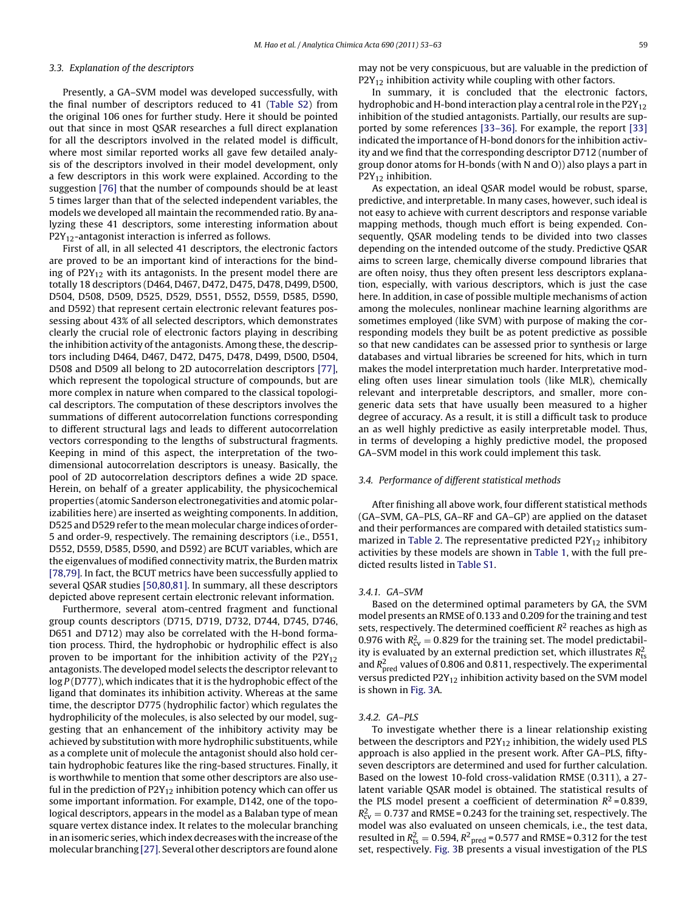### 3.3. Explanation of the descriptors

Presently, a GA–SVM model was developed successfully, with the final number of descriptors reduced to 41 (Table S2) from the original 106 ones for further study. Here it should be pointed out that since in most QSAR researches a full direct explanation for all the descriptors involved in the related model is difficult, where most similar reported works all gave few detailed analysis of the descriptors involved in their model development, only a few descriptors in this work were explained. According to the suggestion [76] that the number of compounds should be at least 5 times larger than that of the selected independent variables, the models we developed all maintain the recommended ratio. By analyzing these 41 descriptors, some interesting information about $P2Y_{12}$-antagonist interaction is inferred as follows.

First of all, in all selected 41 descriptors, the electronic factors are proved to be an important kind of interactions for the binding of $P2Y_{12}$ with its antagonists. In the present model there are totally 18 descriptors (D464, D467, D472, D475, D478, D499, D500, D504, D508, D509, D525, D529, D551, D552, D559, D585, D590, and D592) that represent certain electronic relevant features possessing about 43% of all selected descriptors, which demonstrates clearly the crucial role of electronic factors playing in describing the inhibition activity of the antagonists. Among these, the descriptors including D464, D467, D472, D475, D478, D499, D500, D504, D508 and D509 all belong to 2D autocorrelation descriptors [77], which represent the topological structure of compounds, but are more complex in nature when compared to the classical topological descriptors. The computation of these descriptors involves the summations of different autocorrelation functions corresponding to different structural lags and leads to different autocorrelation vectors corresponding to the lengths of substructural fragments. Keeping in mind of this aspect, the interpretation of the two-dimensional autocorrelation descriptors is uneasy. Basically, the pool of 2D autocorrelation descriptors defines a wide 2D space. Herein, on behalf of a greater applicability, the physicochemical properties (atomic Sanderson electronegativities and atomic polarizabilities here) are inserted as weighting components. In addition, D525 and D529 refer to the mean molecular charge indices of order-5 and order-9, respectively. The remaining descriptors (i.e., D551, D552, D559, D585, D590, and D592) are BCUT variables, which are the eigenvalues of modified connectivity matrix, the Burden matrix [78,79]. In fact, the BCUT metrics have been successfully applied to several QSAR studies [50,80,81]. In summary, all these descriptors depicted above represent certain electronic relevant information.

Furthermore, several atom-centred fragment and functional group counts descriptors (D715, D719, D732, D744, D745, D746, D651 and D712) may also be correlated with the H-bond formation process. Third, the hydrophobic or hydrophilic effect is also proven to be important for the inhibition activity of the $P2Y_{12}$ antagonists. The developed model selects the descriptor relevant to $\log P$(D777), which indicates that it is the hydrophobic effect of the ligand that dominates its inhibition activity. Whereas at the same time, the descriptor D775 (hydrophilic factor) which regulates the hydrophilicity of the molecules, is also selected by our model, suggesting that an enhancement of the inhibitory activity may be achieved by substitution with more hydrophilic substituents, while as a complete unit of molecule the antagonist should also hold certain hydrophobic features like the ring-based structures. Finally, it is worthwhile to mention that some other descriptors are also useful in the prediction of $P2Y_{12}$ inhibition potency which can offer us some important information. For example, D142, one of the topological descriptors, appears in the model as a Balaban type of mean square vertex distance index. It relates to the molecular branching in an isomeric series, which index decreases with the increase of the molecular branching [27]. Several other descriptors are found alone may not be very conspicuous, but are valuable in the prediction of $P2Y_{12}$ inhibition activity while coupling with other factors.

In summary, it is concluded that the electronic factors, hydrophobic and H-bond interaction play a central role in the $P2Y_{12}$ inhibition of the studied antagonists. Partially, our results are supported by some references [33–36]. For example, the report [33] indicated the importance of H-bond donors for the inhibition activity and we find that the corresponding descriptor D712 (number of group donor atoms for H-bonds (with N and O)) also plays a part in $P2Y_{12}$ inhibition.

As expectation, an ideal QSAR model would be robust, sparse, predictive, and interpretable. In many cases, however, such ideal is not easy to achieve with current descriptors and response variable mapping methods, though much effort is being expended. Consequently, QSAR modeling tends to be divided into two classes depending on the intended outcome of the study. Predictive QSAR aims to screen large, chemically diverse compound libraries that are often noisy, thus they often present less descriptors explanation, especially, with various descriptors, which is just the case here. In addition, in case of possible multiple mechanisms of action among the molecules, nonlinear machine learning algorithms are sometimes employed (like SVM) with purpose of making the corresponding models they built be as potent predictive as possible so that new candidates can be assessed prior to synthesis or large databases and virtual libraries be screened for hits, which in turn makes the model interpretation much harder. Interpretative modeling often uses linear simulation tools (like MLR), chemically relevant and interpretable descriptors, and smaller, more congeneric data sets that have usually been measured to a higher degree of accuracy. As a result, it is still a difficult task to produce an as well highly predictive as easily interpretable model. Thus, in terms of developing a highly predictive model, the proposed GA–SVM model in this work could implement this task.

### 3.4. Performance of different statistical methods

After finishing all above work, four different statistical methods (GA–SVM, GA–PLS, GA–RF and GA–GP) are applied on the dataset and their performances are compared with detailed statistics summarized in Table 2. The representative predicted $P2Y_{12}$ inhibitory activities by these models are shown in Table 1, with the full predicted results listed in Table S1.

#### 3.4.1. GA–SVM

Based on the determined optimal parameters by GA, the SVM model presents an RMSE of 0.133 and 0.209 for the training and test sets, respectively. The determined coefficient $R^2$ reaches as high as 0.976 with $R^2_{cv} = 0.829$ for the training set. The model predictability is evaluated by an external prediction set, which illustrates $R^2_{ts}$ and $R^2_{pred}$ values of 0.806 and 0.811, respectively. The experimental versus predicted $P2Y_{12}$ inhibition activity based on the SVM model is shown in Fig. 3A.

#### 3.4.2. GA–PLS

To investigate whether there is a linear relationship existing between the descriptors and $P2Y_{12}$ inhibition, the widely used PLS approach is also applied in the present work. After GA–PLS, fifty-seven descriptors are determined and used for further calculation. Based on the lowest 10-fold cross-validation RMSE (0.311), a 27-latent variable QSAR model is obtained. The statistical results of the PLS model present a coefficient of determination $R^2 = 0.839$, $R^2_{cv} = 0.737$ and RMSE = 0.243 for the training set, respectively. The model was also evaluated on unseen chemicals, i.e., the test data, resulted in $R^2_{ts} = 0.594$, $R^2_{pred} = 0.577$ and RMSE = 0.312 for the test set, respectively. Fig. 3B presents a visual investigation of the PLS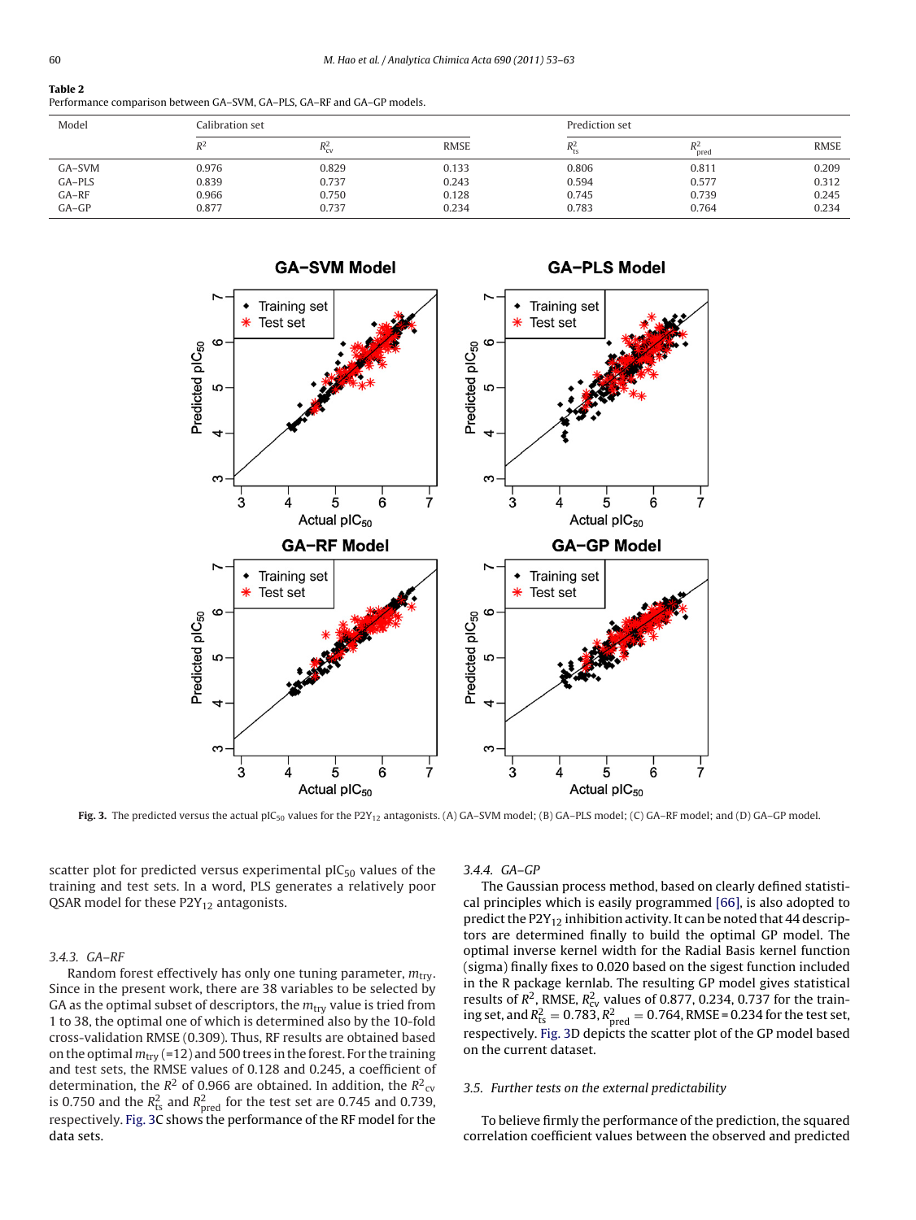**Table 2**
Performance comparison between GA–SVM, GA–PLS, GA–RF and GA–GP models.

| Model | Calibration set | | | Prediction set | | |
|---|---|---|---|---|---|---|
| | $R^2$ | $R^2_{cv}$ | RMSE | $R^2_{ts}$ | $R^2_{pred}$ | RMSE |
| GA–SVM | 0.976 | 0.829 | 0.133 | 0.806 | 0.811 | 0.209 |
| GA–PLS | 0.839 | 0.737 | 0.243 | 0.594 | 0.577 | 0.312 |
| GA–RF | 0.966 | 0.750 | 0.128 | 0.745 | 0.739 | 0.245 |
| GA–GP | 0.877 | 0.737 | 0.234 | 0.783 | 0.764 | 0.234 |

**Fig. 3.** The predicted versus the actual $pIC_{50}$ values for the $P2Y_{12}$ antagonists. (A) GA–SVM model; (B) GA–PLS model; (C) GA–RF model; and (D) GA–GP model.

scatter plot for predicted versus experimental $pIC_{50}$ values of the training and test sets. In a word, PLS generates a relatively poor QSAR model for these $P2Y_{12}$ antagonists.

#### 3.4.3. GA–RF

Random forest effectively has only one tuning parameter, $m_{try}$. Since in the present work, there are 38 variables to be selected by GA as the optimal subset of descriptors, the $m_{try}$ value is tried from 1 to 38, the optimal one of which is determined also by the 10-fold cross-validation RMSE (0.309). Thus, RF results are obtained based on the optimal $m_{try}$ (=12) and 500 trees in the forest. For the training and test sets, the RMSE values of 0.128 and 0.245, a coefficient of determination, the $R^2$ of 0.966 are obtained. In addition, the $R^2_{cv}$ is 0.750 and the $R^2_{ts}$ and $R^2_{pred}$ for the test set are 0.745 and 0.739, respectively. Fig. 3C shows the performance of the RF model for the data sets.

#### 3.4.4. GA–GP

The Gaussian process method, based on clearly defined statistical principles which is easily programmed [66], is also adopted to predict the $P2Y_{12}$ inhibition activity. It can be noted that 44 descriptors are determined finally to build the optimal GP model. The optimal inverse kernel width for the Radial Basis kernel function (sigma) finally fixes to 0.020 based on the sigest function included in the R package kernlab. The resulting GP model gives statistical results of $R^2$, RMSE, $R^2_{cv}$ values of 0.877, 0.234, 0.737 for the training set, and $R^2_{ts} = 0.783$, $R^2_{pred} = 0.764$, RMSE = 0.234 for the test set, respectively. Fig. 3D depicts the scatter plot of the GP model based on the current dataset.

### 3.5. Further tests on the external predictability

To believe firmly the performance of the prediction, the squared correlation coefficient values between the observed and predicted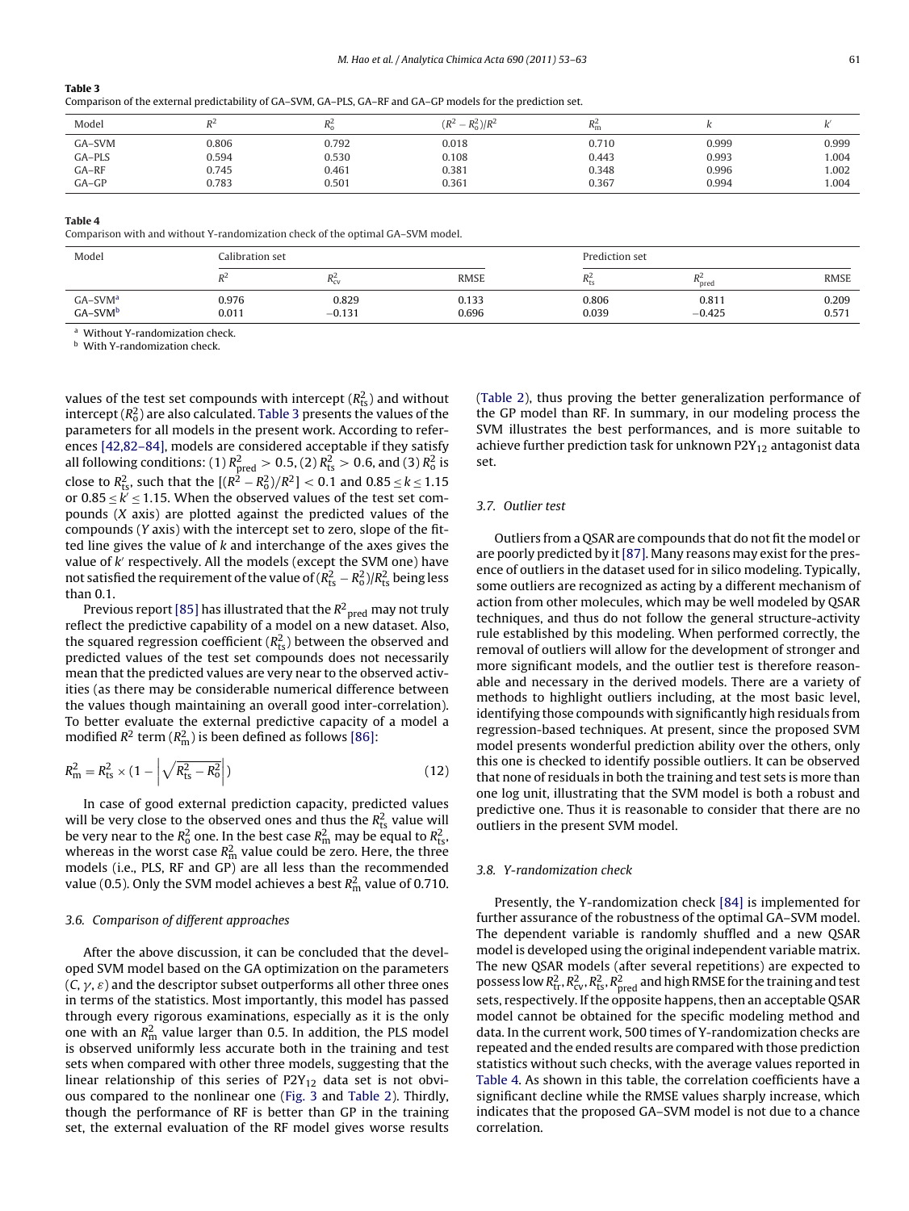**Table 3**
Comparison of the external predictability of GA–SVM, GA–PLS, GA–RF and GA–GP models for the prediction set.

| Model | $R^2$ | $R_o^2$ | $(R^2-R_o^2)/R^2$ | $R_m^2$ | $k$ | $k'$ |
|---|---|---|---|---|---|---|
| GA–SVM | 0.806 | 0.792 | 0.018 | 0.710 | 0.999 | 0.999 |
| GA–PLS | 0.594 | 0.530 | 0.108 | 0.443 | 0.993 | 1.004 |
| GA–RF | 0.745 | 0.461 | 0.381 | 0.348 | 0.996 | 1.002 |
| GA–GP | 0.783 | 0.501 | 0.361 | 0.367 | 0.994 | 1.004 |

**Table 4**
Comparison with and without Y-randomization check of the optimal GA–SVM model.

| Model | Calibration set | | | Prediction set | | |
|---|---|---|---|---|---|---|
| | $R^2$ | $R_{cv}^2$ | RMSE | $R_{ts}^2$ | $R_{pred}^2$ | RMSE |
| GA–SVM[a] | 0.976 | 0.829 | 0.133 | 0.806 | 0.811 | 0.209 |
| GA–SVM[b] | 0.011 | −0.131 | 0.696 | 0.039 | −0.425 | 0.571 |

[a] Without Y-randomization check.
[b] With Y-randomization check.

values of the test set compounds with intercept ($R_{ts}^2$) and without intercept ($R_o^2$) are also calculated. Table 3 presents the values of the parameters for all models in the present work. According to references [42,82–84], models are considered acceptable if they satisfy all following conditions: (1) $R_{pred}^2 > 0.5$, (2) $R_{ts}^2 > 0.6$, and (3) $R_o^2$ is close to $R_{ts}^2$, such that the $[(R^2 - R_o^2)/R^2] < 0.1$ and $0.85 \le k \le 1.15$ or $0.85 \le k' \le 1.15$. When the observed values of the test set compounds ($X$ axis) are plotted against the predicted values of the compounds ($Y$ axis) with the intercept set to zero, slope of the fitted line gives the value of $k$ and interchange of the axes gives the value of $k'$ respectively. All the models (except the SVM one) have not satisfied the requirement of the value of $(R_{ts}^2 - R_o^2)/R_{ts}^2$ being less than 0.1.

Previous report [85] has illustrated that the $R^2{}_{pred}$ may not truly reflect the predictive capability of a model on a new dataset. Also, the squared regression coefficient ($R_{ts}^2$) between the observed and predicted values of the test set compounds does not necessarily mean that the predicted values are very near to the observed activities (as there may be considerable numerical difference between the values though maintaining an overall good inter-correlation). To better evaluate the external predictive capacity of a model a modified $R^2$ term ($R_m^2$) is been defined as follows [86]:

$$R_m^2 = R_{ts}^2 \times \left(1 - \left|\sqrt{R_{ts}^2 - R_o^2}\right|\right) \tag{12}$$

In case of good external prediction capacity, predicted values will be very close to the observed ones and thus the $R_{ts}^2$ value will be very near to the $R_o^2$ one. In the best case $R_m^2$ may be equal to $R_{ts}^2$, whereas in the worst case $R_m^2$ value could be zero. Here, the three models (i.e., PLS, RF and GP) are all less than the recommended value (0.5). Only the SVM model achieves a best $R_m^2$ value of 0.710.

### 3.6. Comparison of different approaches

After the above discussion, it can be concluded that the developed SVM model based on the GA optimization on the parameters ($C$, $\gamma$, $\varepsilon$) and the descriptor subset outperforms all other three ones in terms of the statistics. Most importantly, this model has passed through every rigorous examinations, especially as it is the only one with an $R_m^2$ value larger than 0.5. In addition, the PLS model is observed uniformly less accurate both in the training and test sets when compared with other three models, suggesting that the linear relationship of this series of $P2Y_{12}$ data set is not obvious compared to the nonlinear one (Fig. 3 and Table 2). Thirdly, though the performance of RF is better than GP in the training set, the external evaluation of the RF model gives worse results (Table 2), thus proving the better generalization performance of the GP model than RF. In summary, in our modeling process the SVM illustrates the best performances, and is more suitable to achieve further prediction task for unknown $P2Y_{12}$ antagonist data set.

### 3.7. Outlier test

Outliers from a QSAR are compounds that do not fit the model or are poorly predicted by it [87]. Many reasons may exist for the presence of outliers in the dataset used for in silico modeling. Typically, some outliers are recognized as acting by a different mechanism of action from other molecules, which may be well modeled by QSAR techniques, and thus do not follow the general structure-activity rule established by this modeling. When performed correctly, the removal of outliers will allow for the development of stronger and more significant models, and the outlier test is therefore reasonable and necessary in the derived models. There are a variety of methods to highlight outliers including, at the most basic level, identifying those compounds with significantly high residuals from regression-based techniques. At present, since the proposed SVM model presents wonderful prediction ability over the others, only this one is checked to identify possible outliers. It can be observed that none of residuals in both the training and test sets is more than one log unit, illustrating that the SVM model is both a robust and predictive one. Thus it is reasonable to consider that there are no outliers in the present SVM model.

### 3.8. Y-randomization check

Presently, the Y-randomization check [84] is implemented for further assurance of the robustness of the optimal GA–SVM model. The dependent variable is randomly shuffled and a new QSAR model is developed using the original independent variable matrix. The new QSAR models (after several repetitions) are expected to possess low $R_{tr}^2$, $R_{cv}^2$, $R_{ts}^2$, $R_{pred}^2$ and high RMSE for the training and test sets, respectively. If the opposite happens, then an acceptable QSAR model cannot be obtained for the specific modeling method and data. In the current work, 500 times of Y-randomization checks are repeated and the ended results are compared with those prediction statistics without such checks, with the average values reported in Table 4. As shown in this table, the correlation coefficients have a significant decline while the RMSE values sharply increase, which indicates that the proposed GA–SVM model is not due to a chance correlation.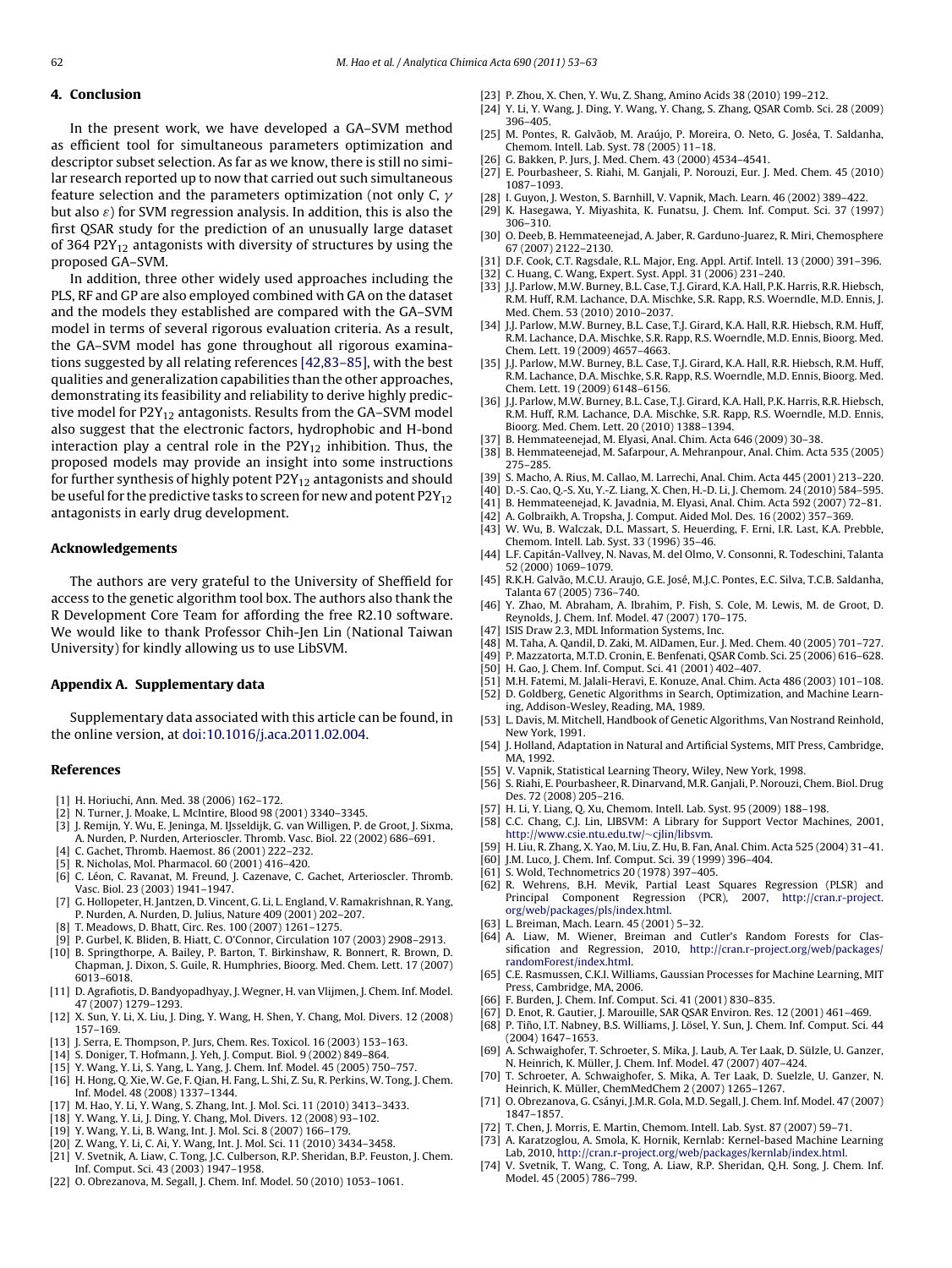## 4. Conclusion

In the present work, we have developed a GA–SVM method as efficient tool for simultaneous parameters optimization and descriptor subset selection. As far as we know, there is still no similar research reported up to now that carried out such simultaneous feature selection and the parameters optimization (not only $C$, $\gamma$ but also $\varepsilon$) for SVM regression analysis. In addition, this is also the first QSAR study for the prediction of an unusually large dataset of 364 $P2Y_{12}$ antagonists with diversity of structures by using the proposed GA–SVM.

In addition, three other widely used approaches including the PLS, RF and GP are also employed combined with GA on the dataset and the models they established are compared with the GA–SVM model in terms of several rigorous evaluation criteria. As a result, the GA–SVM model has gone throughout all rigorous examinations suggested by all relating references [42,83–85], with the best qualities and generalization capabilities than the other approaches, demonstrating its feasibility and reliability to derive highly predictive model for $P2Y_{12}$ antagonists. Results from the GA–SVM model also suggest that the electronic factors, hydrophobic and H-bond interaction play a central role in the $P2Y_{12}$ inhibition. Thus, the proposed models may provide an insight into some instructions for further synthesis of highly potent $P2Y_{12}$ antagonists and should be useful for the predictive tasks to screen for new and potent $P2Y_{12}$ antagonists in early drug development.

## Acknowledgements

The authors are very grateful to the University of Sheffield for access to the genetic algorithm tool box. The authors also thank the R Development Core Team for affording the free R2.10 software. We would like to thank Professor Chih-Jen Lin (National Taiwan University) for kindly allowing us to use LibSVM.

## Appendix A. Supplementary data

Supplementary data associated with this article can be found, in the online version, at doi:10.1016/j.aca.2011.02.004.

## References

[1] H. Horiuchi, Ann. Med. 38 (2006) 162–172.
[2] N. Turner, J. Moake, L. McIntire, Blood 98 (2001) 3340–3345.
[3] J. Remijn, Y. Wu, E. Jeninga, M. IJsseldijk, G. van Willigen, P. de Groot, J. Sixma, A. Nurden, P. Nurden, Arterioscler. Thromb. Vasc. Biol. 22 (2002) 686–691.
[4] C. Gachet, Thromb. Haemost. 86 (2001) 222–232.
[5] R. Nicholas, Mol. Pharmacol. 60 (2001) 416–420.
[6] C. Léon, C. Ravanat, M. Freund, J. Cazenave, C. Gachet, Arterioscler. Thromb. Vasc. Biol. 23 (2003) 1941–1947.
[7] G. Hollopeter, H. Jantzen, D. Vincent, G. Li, L. England, V. Ramakrishnan, R. Yang, P. Nurden, A. Nurden, D. Julius, Nature 409 (2001) 202–207.
[8] T. Meadows, D. Bhatt, Circ. Res. 100 (2007) 1261–1275.
[9] P. Gurbel, K. Bliden, B. Hiatt, C. O'Connor, Circulation 107 (2003) 2908–2913.
[10] B. Springthorpe, A. Bailey, P. Barton, T. Birkinshaw, R. Bonnert, R. Brown, D. Chapman, J. Dixon, S. Guile, R. Humphries, Bioorg. Med. Chem. Lett. 17 (2007) 6013–6018.
[11] D. Agrafiotis, D. Bandyopadhyay, J. Wegner, H. van Vlijmen, J. Chem. Inf. Model. 47 (2007) 1279–1293.
[12] X. Sun, Y. Li, X. Liu, J. Ding, Y. Wang, H. Shen, Y. Chang, Mol. Divers. 12 (2008) 157–169.
[13] J. Serra, E. Thompson, P. Jurs, Chem. Res. Toxicol. 16 (2003) 153–163.
[14] S. Doniger, T. Hofmann, J. Yeh, J. Comput. Biol. 9 (2002) 849–864.
[15] Y. Wang, Y. Li, S. Yang, L. Yang, J. Chem. Inf. Model. 45 (2005) 750–757.
[16] H. Hong, Q. Xie, W. Ge, F. Qian, H. Fang, L. Shi, Z. Su, R. Perkins, W. Tong, J. Chem. Inf. Model. 48 (2008) 1337–1344.
[17] M. Hao, Y. Li, Y. Wang, S. Zhang, Int. J. Mol. Sci. 11 (2010) 3413–3433.
[18] Y. Wang, Y. Li, J. Ding, Y. Chang, Mol. Divers. 12 (2008) 93–102.
[19] Y. Wang, Y. Li, B. Wang, Int. J. Mol. Sci. 8 (2007) 166–179.
[20] Z. Wang, Y. Li, C. Ai, Y. Wang, Int. J. Mol. Sci. 11 (2010) 3434–3458.
[21] V. Svetnik, A. Liaw, C. Tong, J.C. Culberson, R.P. Sheridan, B.P. Feuston, J. Chem. Inf. Comput. Sci. 43 (2003) 1947–1958.
[22] O. Obrezanova, M. Segall, J. Chem. Inf. Model. 50 (2010) 1053–1061.
[23] P. Zhou, X. Chen, Y. Wu, Z. Shang, Amino Acids 38 (2010) 199–212.
[24] Y. Li, Y. Wang, J. Ding, Y. Wang, Y. Chang, S. Zhang, QSAR Comb. Sci. 28 (2009) 396–405.
[25] M. Pontes, R. Galvãob, M. Araújo, P. Moreira, O. Neto, G. Joséa, T. Saldanha, Chemom. Intell. Lab. Syst. 78 (2005) 11–18.
[26] G. Bakken, P. Jurs, J. Med. Chem. 43 (2000) 4534–4541.
[27] E. Pourbasheer, S. Riahi, M. Ganjali, P. Norouzi, Eur. J. Med. Chem. 45 (2010) 1087–1093.
[28] I. Guyon, J. Weston, S. Barnhill, V. Vapnik, Mach. Learn. 46 (2002) 389–422.
[29] K. Hasegawa, Y. Miyashita, K. Funatsu, J. Chem. Inf. Comput. Sci. 37 (1997) 306–310.
[30] O. Deeb, B. Hemmateenejad, A. Jaber, R. Garduno-Juarez, R. Miri, Chemosphere 67 (2007) 2122–2130.
[31] D.F. Cook, C.T. Ragsdale, R.L. Major, Eng. Appl. Artif. Intell. 13 (2000) 391–396.
[32] C. Huang, C. Wang, Expert. Syst. Appl. 31 (2006) 231–240.
[33] J.J. Parlow, M.W. Burney, B.L. Case, T.J. Girard, K.A. Hall, P.K. Harris, R.R. Hiebsch, R.M. Huff, R.M. Lachance, D.A. Mischke, S.R. Rapp, R.S. Woerndle, M.D. Ennis, J. Med. Chem. 53 (2010) 2010–2037.
[34] J.J. Parlow, M.W. Burney, B.L. Case, T.J. Girard, K.A. Hall, R.R. Hiebsch, R.M. Huff, R.M. Lachance, D.A. Mischke, S.R. Rapp, R.S. Woerndle, M.D. Ennis, Bioorg. Med. Chem. Lett. 19 (2009) 4657–4663.
[35] J.J. Parlow, M.W. Burney, B.L. Case, T.J. Girard, K.A. Hall, R.R. Hiebsch, R.M. Huff, R.M. Lachance, D.A. Mischke, S.R. Rapp, R.S. Woerndle, M.D. Ennis, Bioorg. Med. Chem. Lett. 19 (2009) 6148–6156.
[36] J.J. Parlow, M.W. Burney, B.L. Case, T.J. Girard, K.A. Hall, P.K. Harris, R.R. Hiebsch, R.M. Huff, R.M. Lachance, D.A. Mischke, S.R. Rapp, R.S. Woerndle, M.D. Ennis, Bioorg. Med. Chem. Lett. 20 (2010) 1388–1394.
[37] B. Hemmateenejad, M. Elyasi, Anal. Chim. Acta 646 (2009) 30–38.
[38] B. Hemmateenejad, M. Safarpour, A. Mehranpour, Anal. Chim. Acta 535 (2005) 275–285.
[39] S. Macho, A. Rius, M. Callao, M. Larrechi, Anal. Chim. Acta 445 (2001) 213–220.
[40] D.-S. Cao, Q.-S. Xu, Y.-Z. Liang, X. Chen, H.-D. Li, J. Chemom. 24 (2010) 584–595.
[41] B. Hemmateenejad, K. Javadnia, M. Elyasi, Anal. Chim. Acta 592 (2007) 72–81.
[42] A. Golbraikh, A. Tropsha, J. Comput. Aided Mol. Des. 16 (2002) 357–369.
[43] W. Wu, B. Walczak, D.L. Massart, S. Heuerding, F. Erni, I.R. Last, K.A. Prebble, Chemom. Intell. Lab. Syst. 33 (1996) 35–46.
[44] L.F. Capitán-Vallvey, N. Navas, M. del Olmo, V. Consonni, R. Todeschini, Talanta 52 (2000) 1069–1079.
[45] R.K.H. Galvão, M.C.U. Araujo, G.E. José, M.J.C. Pontes, E.C. Silva, T.C.B. Saldanha, Talanta 67 (2005) 736–740.
[46] Y. Zhao, M. Abraham, A. Ibrahim, P. Fish, S. Cole, M. Lewis, M. de Groot, D. Reynolds, J. Chem. Inf. Model. 47 (2007) 170–175.
[47] ISIS Draw 2.3, MDL Information Systems, Inc.
[48] M. Taha, A. Qandil, D. Zaki, M. AlDamen, Eur. J. Med. Chem. 40 (2005) 701–727.
[49] P. Mazzatorta, M.T.D. Cronin, E. Benfenati, QSAR Comb. Sci. 25 (2006) 616–628.
[50] H. Gao, J. Chem. Inf. Comput. Sci. 41 (2001) 402–407.
[51] M.H. Fatemi, M. Jalali-Heravi, E. Konuze, Anal. Chim. Acta 486 (2003) 101–108.
[52] D. Goldberg, Genetic Algorithms in Search, Optimization, and Machine Learning, Addison-Wesley, Reading, MA, 1989.
[53] L. Davis, M. Mitchell, Handbook of Genetic Algorithms, Van Nostrand Reinhold, New York, 1991.
[54] J. Holland, Adaptation in Natural and Artificial Systems, MIT Press, Cambridge, MA, 1992.
[55] V. Vapnik, Statistical Learning Theory, Wiley, New York, 1998.
[56] S. Riahi, E. Pourbasheer, R. Dinarvand, M.R. Ganjali, P. Norouzi, Chem. Biol. Drug Des. 72 (2008) 205–216.
[57] H. Li, Y. Liang, Q. Xu, Chemom. Intell. Lab. Syst. 95 (2009) 188–198.
[58] C.C. Chang, C.J. Lin, LIBSVM: A Library for Support Vector Machines, 2001, http://www.csie.ntu.edu.tw/~cjlin/libsvm.
[59] H. Liu, R. Zhang, X. Yao, M. Liu, Z. Hu, B. Fan, Anal. Chim. Acta 525 (2004) 31–41.
[60] J.M. Luco, J. Chem. Inf. Comput. Sci. 39 (1999) 396–404.
[61] S. Wold, Technometrics 20 (1978) 397–405.
[62] R. Wehrens, B.H. Mevik, Partial Least Squares Regression (PLSR) and Principal Component Regression (PCR), 2007, http://cran.r-project.org/web/packages/pls/index.html.
[63] L. Breiman, Mach. Learn. 45 (2001) 5–32.
[64] A. Liaw, M. Wiener, Breiman and Cutler's Random Forests for Classification and Regression, 2010, http://cran.r-project.org/web/packages/randomForest/index.html.
[65] C.E. Rasmussen, C.K.I. Williams, Gaussian Processes for Machine Learning, MIT Press, Cambridge, MA, 2006.
[66] F. Burden, J. Chem. Inf. Comput. Sci. 41 (2001) 830–835.
[67] D. Enot, R. Gautier, J. Marouille, SAR QSAR Environ. Res. 12 (2001) 461–469.
[68] P. Tiño, I.T. Nabney, B.S. Williams, J. Lösel, Y. Sun, J. Chem. Inf. Comput. Sci. 44 (2004) 1647–1653.
[69] A. Schwaighofer, T. Schroeter, S. Mika, J. Laub, A. Ter Laak, D. Sülzle, U. Ganzer, N. Heinrich, K. Müller, J. Chem. Inf. Model. 47 (2007) 407–424.
[70] T. Schroeter, A. Schwaighofer, S. Mika, A. Ter Laak, D. Suelzle, U. Ganzer, N. Heinrich, K. Müller, ChemMedChem 2 (2007) 1265–1267.
[71] O. Obrezanova, G. Csányi, J.M.R. Gola, M.D. Segall, J. Chem. Inf. Model. 47 (2007) 1847–1857.
[72] T. Chen, J. Morris, E. Martin, Chemom. Intell. Lab. Syst. 87 (2007) 59–71.
[73] A. Karatzoglou, A. Smola, K. Hornik, Kernlab: Kernel-based Machine Learning Lab, 2010, http://cran.r-project.org/web/packages/kernlab/index.html.
[74] V. Svetnik, T. Wang, C. Tong, A. Liaw, R.P. Sheridan, Q.H. Song, J. Chem. Inf. Model. 45 (2005) 786–799.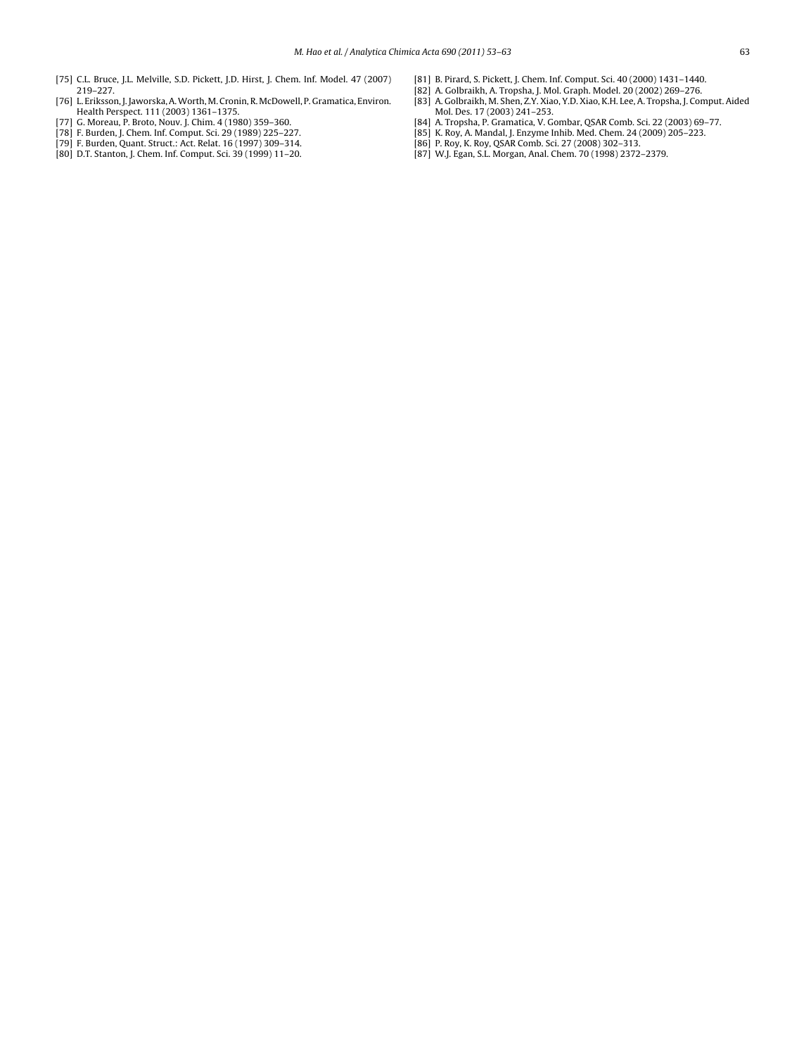[75] C.L. Bruce, J.L. Melville, S.D. Pickett, J.D. Hirst, J. Chem. Inf. Model. 47 (2007) 219–227.
[76] L. Eriksson, J. Jaworska, A. Worth, M. Cronin, R. McDowell, P. Gramatica, Environ. Health Perspect. 111 (2003) 1361–1375.
[77] G. Moreau, P. Broto, Nouv. J. Chim. 4 (1980) 359–360.
[78] F. Burden, J. Chem. Inf. Comput. Sci. 29 (1989) 225–227.
[79] F. Burden, Quant. Struct.: Act. Relat. 16 (1997) 309–314.
[80] D.T. Stanton, J. Chem. Inf. Comput. Sci. 39 (1999) 11–20.
[81] B. Pirard, S. Pickett, J. Chem. Inf. Comput. Sci. 40 (2000) 1431–1440.
[82] A. Golbraikh, A. Tropsha, J. Mol. Graph. Model. 20 (2002) 269–276.
[83] A. Golbraikh, M. Shen, Z.Y. Xiao, Y.D. Xiao, K.H. Lee, A. Tropsha, J. Comput. Aided Mol. Des. 17 (2003) 241–253.
[84] A. Tropsha, P. Gramatica, V. Gombar, QSAR Comb. Sci. 22 (2003) 69–77.
[85] K. Roy, A. Mandal, J. Enzyme Inhib. Med. Chem. 24 (2009) 205–223.
[86] P. Roy, K. Roy, QSAR Comb. Sci. 27 (2008) 302–313.
[87] W.J. Egan, S.L. Morgan, Anal. Chem. 70 (1998) 2372–2379.